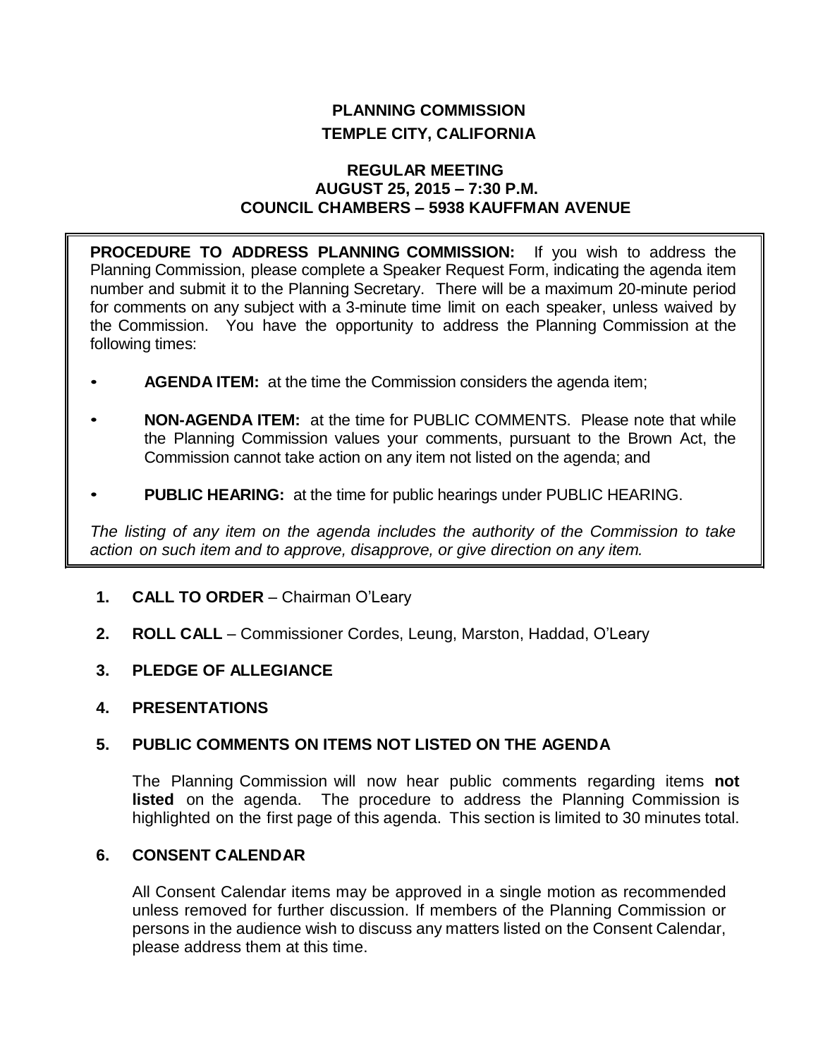# PLANNING COMMISSION
# TEMPLE CITY, CALIFORNIA

## REGULAR MEETING
## AUGUST 25, 2015 – 7:30 P.M.
## COUNCIL CHAMBERS – 5938 KAUFFMAN AVENUE

**PROCEDURE TO ADDRESS PLANNING COMMISSION:** If you wish to address the Planning Commission, please complete a Speaker Request Form, indicating the agenda item number and submit it to the Planning Secretary. There will be a maximum 20-minute period for comments on any subject with a 3-minute time limit on each speaker, unless waived by the Commission. You have the opportunity to address the Planning Commission at the following times:

- **AGENDA ITEM:** at the time the Commission considers the agenda item;
- **NON-AGENDA ITEM:** at the time for PUBLIC COMMENTS. Please note that while the Planning Commission values your comments, pursuant to the Brown Act, the Commission cannot take action on any item not listed on the agenda; and
- **PUBLIC HEARING:** at the time for public hearings under PUBLIC HEARING.

*The listing of any item on the agenda includes the authority of the Commission to take action on such item and to approve, disapprove, or give direction on any item.*

**1. CALL TO ORDER** – Chairman O'Leary

**2. ROLL CALL** – Commissioner Cordes, Leung, Marston, Haddad, O'Leary

**3. PLEDGE OF ALLEGIANCE**

**4. PRESENTATIONS**

**5. PUBLIC COMMENTS ON ITEMS NOT LISTED ON THE AGENDA**

The Planning Commission will now hear public comments regarding items **not listed** on the agenda. The procedure to address the Planning Commission is highlighted on the first page of this agenda. This section is limited to 30 minutes total.

**6. CONSENT CALENDAR**

All Consent Calendar items may be approved in a single motion as recommended unless removed for further discussion. If members of the Planning Commission or persons in the audience wish to discuss any matters listed on the Consent Calendar, please address them at this time.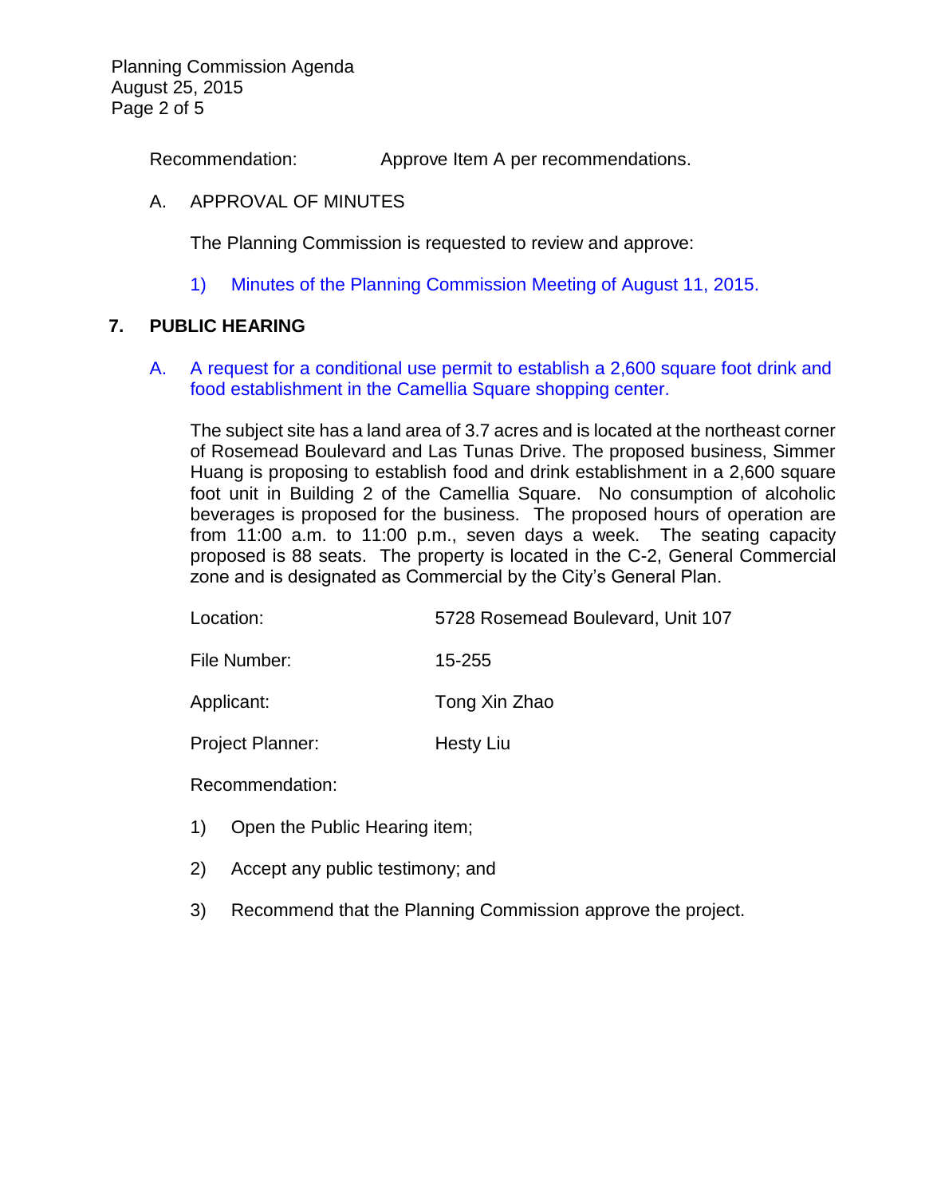Recommendation: Approve Item A per recommendations.

A. APPROVAL OF MINUTES

The Planning Commission is requested to review and approve:

1) Minutes of the Planning Commission Meeting of August 11, 2015.

## 7. PUBLIC HEARING

A. A request for a conditional use permit to establish a 2,600 square foot drink and food establishment in the Camellia Square shopping center.

The subject site has a land area of 3.7 acres and is located at the northeast corner of Rosemead Boulevard and Las Tunas Drive. The proposed business, Simmer Huang is proposing to establish food and drink establishment in a 2,600 square foot unit in Building 2 of the Camellia Square. No consumption of alcoholic beverages is proposed for the business. The proposed hours of operation are from 11:00 a.m. to 11:00 p.m., seven days a week. The seating capacity proposed is 88 seats. The property is located in the C-2, General Commercial zone and is designated as Commercial by the City's General Plan.

Location: 5728 Rosemead Boulevard, Unit 107

File Number: 15-255

Applicant: Tong Xin Zhao

Project Planner: Hesty Liu

Recommendation:

1) Open the Public Hearing item;

2) Accept any public testimony; and

3) Recommend that the Planning Commission approve the project.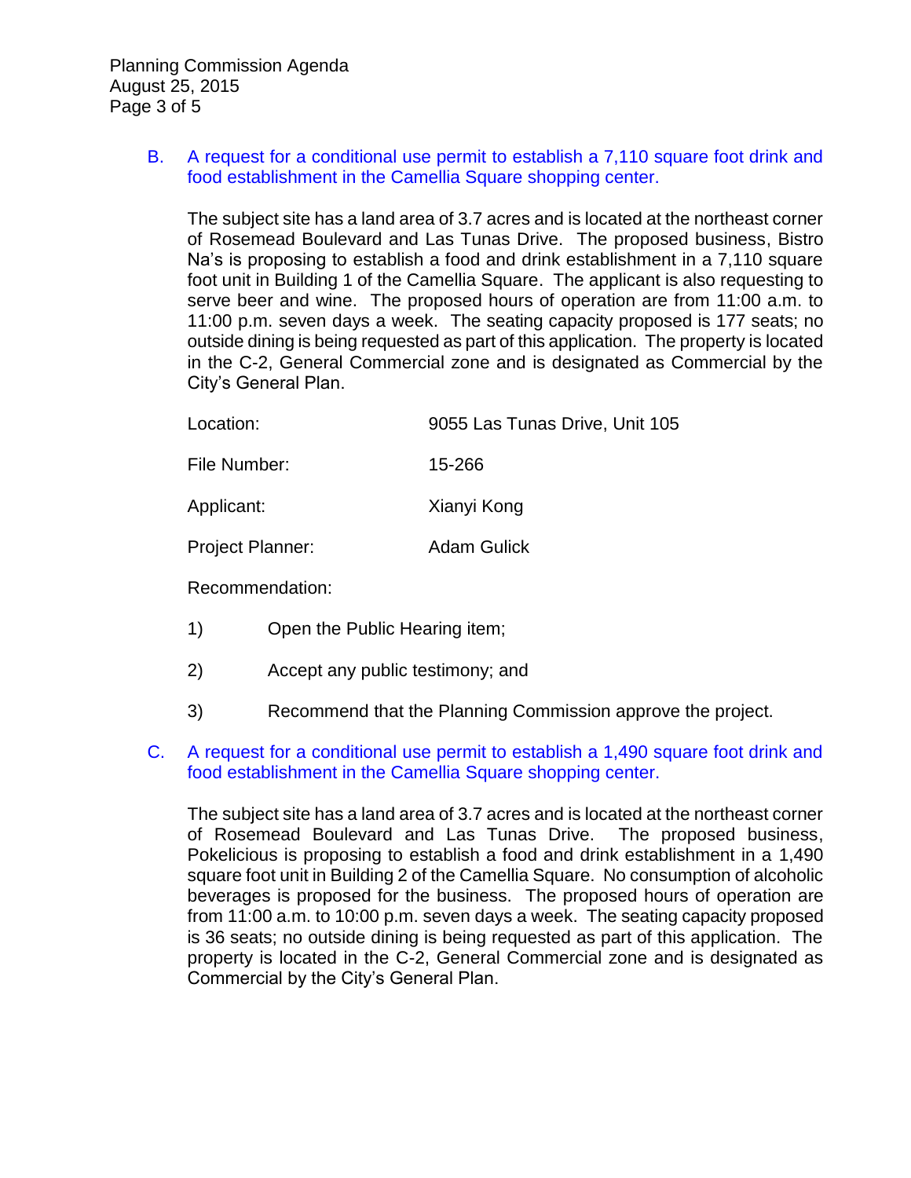B. A request for a conditional use permit to establish a 7,110 square foot drink and food establishment in the Camellia Square shopping center.

The subject site has a land area of 3.7 acres and is located at the northeast corner of Rosemead Boulevard and Las Tunas Drive. The proposed business, Bistro Na's is proposing to establish a food and drink establishment in a 7,110 square foot unit in Building 1 of the Camellia Square. The applicant is also requesting to serve beer and wine. The proposed hours of operation are from 11:00 a.m. to 11:00 p.m. seven days a week. The seating capacity proposed is 177 seats; no outside dining is being requested as part of this application. The property is located in the C-2, General Commercial zone and is designated as Commercial by the City's General Plan.

Location: 9055 Las Tunas Drive, Unit 105

File Number: 15-266

Applicant: Xianyi Kong

Project Planner: Adam Gulick

Recommendation:

1) Open the Public Hearing item;

2) Accept any public testimony; and

3) Recommend that the Planning Commission approve the project.

C. A request for a conditional use permit to establish a 1,490 square foot drink and food establishment in the Camellia Square shopping center.

The subject site has a land area of 3.7 acres and is located at the northeast corner of Rosemead Boulevard and Las Tunas Drive. The proposed business, Pokelicious is proposing to establish a food and drink establishment in a 1,490 square foot unit in Building 2 of the Camellia Square. No consumption of alcoholic beverages is proposed for the business. The proposed hours of operation are from 11:00 a.m. to 10:00 p.m. seven days a week. The seating capacity proposed is 36 seats; no outside dining is being requested as part of this application. The property is located in the C-2, General Commercial zone and is designated as Commercial by the City's General Plan.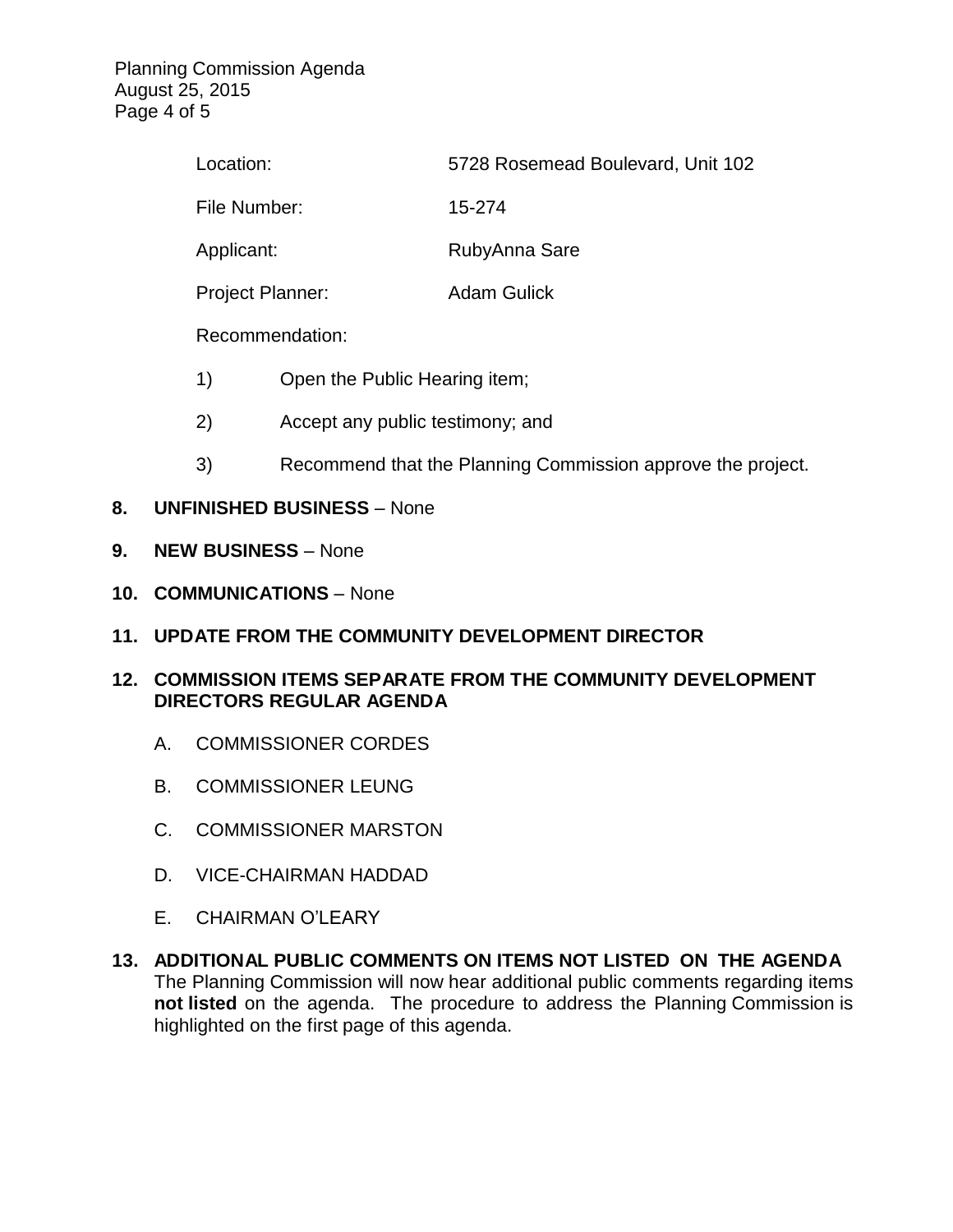Location: 5728 Rosemead Boulevard, Unit 102

File Number: 15-274

Applicant: RubyAnna Sare

Project Planner: Adam Gulick

Recommendation:

1) Open the Public Hearing item;

2) Accept any public testimony; and

3) Recommend that the Planning Commission approve the project.

**8. UNFINISHED BUSINESS** – None

**9. NEW BUSINESS** – None

**10. COMMUNICATIONS** – None

**11. UPDATE FROM THE COMMUNITY DEVELOPMENT DIRECTOR**

**12. COMMISSION ITEMS SEPARATE FROM THE COMMUNITY DEVELOPMENT DIRECTORS REGULAR AGENDA**

A. COMMISSIONER CORDES

B. COMMISSIONER LEUNG

C. COMMISSIONER MARSTON

D. VICE-CHAIRMAN HADDAD

E. CHAIRMAN O'LEARY

**13. ADDITIONAL PUBLIC COMMENTS ON ITEMS NOT LISTED ON THE AGENDA**
The Planning Commission will now hear additional public comments regarding items **not listed** on the agenda. The procedure to address the Planning Commission is highlighted on the first page of this agenda.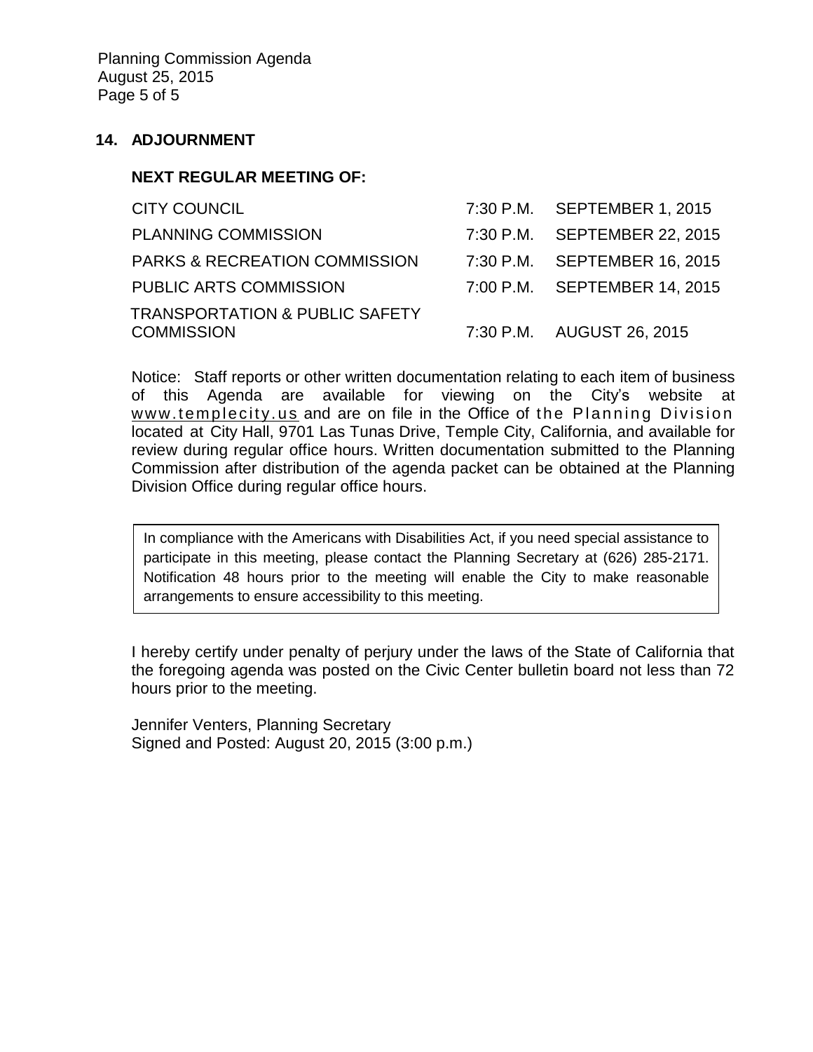## 14. ADJOURNMENT

**NEXT REGULAR MEETING OF:**

| | | |
|---|---|---|
| CITY COUNCIL | 7:30 P.M. | SEPTEMBER 1, 2015 |
| PLANNING COMMISSION | 7:30 P.M. | SEPTEMBER 22, 2015 |
| PARKS & RECREATION COMMISSION | 7:30 P.M. | SEPTEMBER 16, 2015 |
| PUBLIC ARTS COMMISSION | 7:00 P.M. | SEPTEMBER 14, 2015 |
| TRANSPORTATION & PUBLIC SAFETY COMMISSION | 7:30 P.M. | AUGUST 26, 2015 |

Notice: Staff reports or other written documentation relating to each item of business of this Agenda are available for viewing on the City's website at www.templecity.us and are on file in the Office of the Planning Division located at City Hall, 9701 Las Tunas Drive, Temple City, California, and available for review during regular office hours. Written documentation submitted to the Planning Commission after distribution of the agenda packet can be obtained at the Planning Division Office during regular office hours.

In compliance with the Americans with Disabilities Act, if you need special assistance to participate in this meeting, please contact the Planning Secretary at (626) 285-2171. Notification 48 hours prior to the meeting will enable the City to make reasonable arrangements to ensure accessibility to this meeting.

I hereby certify under penalty of perjury under the laws of the State of California that the foregoing agenda was posted on the Civic Center bulletin board not less than 72 hours prior to the meeting.

Jennifer Venters, Planning Secretary
Signed and Posted: August 20, 2015 (3:00 p.m.)